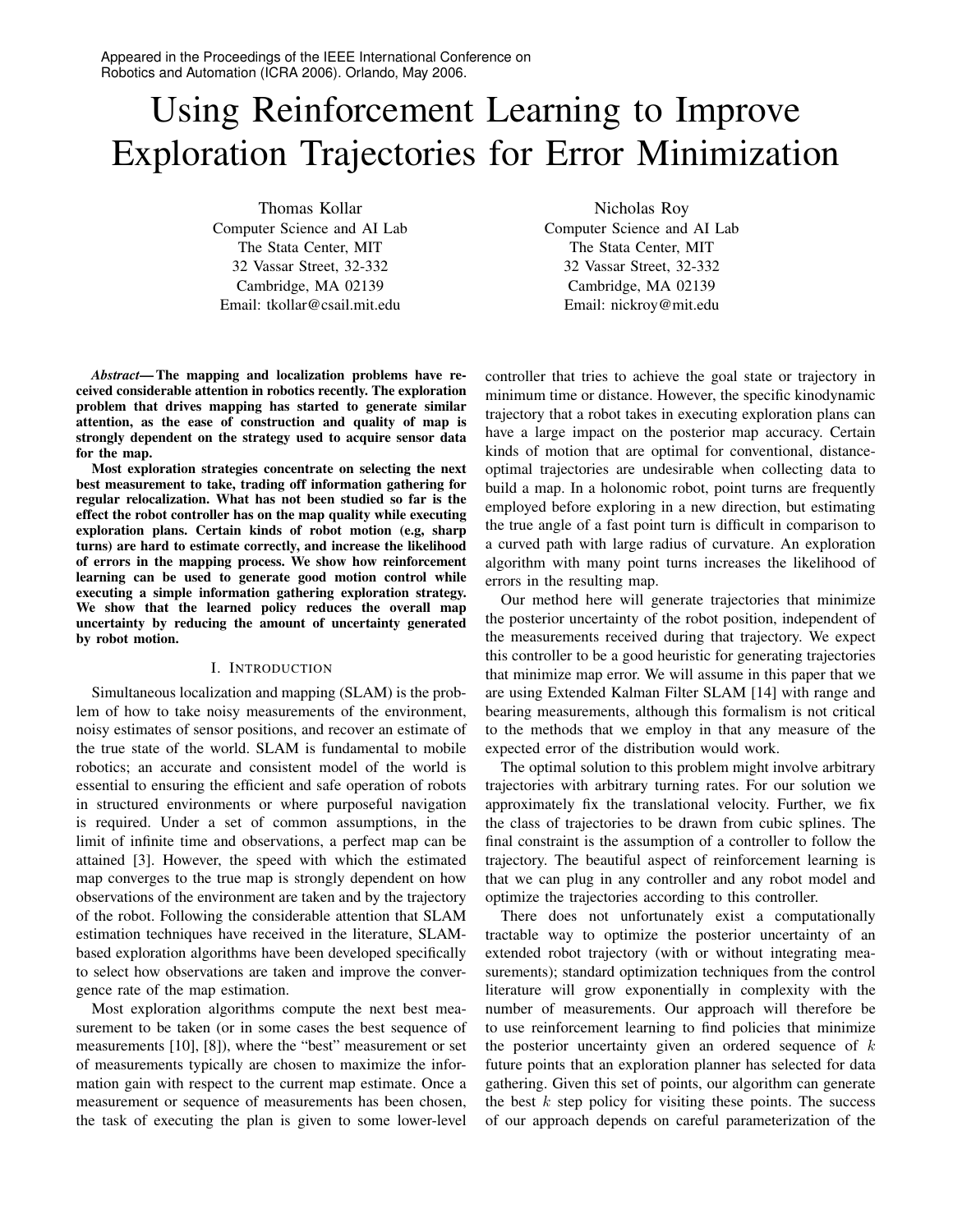Appeared in the Proceedings of the IEEE International Conference on Robotics and Automation (ICRA 2006). Orlando, May 2006.

# Using Reinforcement Learning to Improve Exploration Trajectories for Error Minimization

Thomas Kollar
Computer Science and AI Lab
The Stata Center, MIT
32 Vassar Street, 32-332
Cambridge, MA 02139
Email: tkollar@csail.mit.edu

Nicholas Roy
Computer Science and AI Lab
The Stata Center, MIT
32 Vassar Street, 32-332
Cambridge, MA 02139
Email: nickroy@mit.edu

***Abstract*— The mapping and localization problems have received considerable attention in robotics recently. The exploration problem that drives mapping has started to generate similar attention, as the ease of construction and quality of map is strongly dependent on the strategy used to acquire sensor data for the map.**

**Most exploration strategies concentrate on selecting the next best measurement to take, trading off information gathering for regular relocalization. What has not been studied so far is the effect the robot controller has on the map quality while executing exploration plans. Certain kinds of robot motion (e.g, sharp turns) are hard to estimate correctly, and increase the likelihood of errors in the mapping process. We show how reinforcement learning can be used to generate good motion control while executing a simple information gathering exploration strategy. We show that the learned policy reduces the overall map uncertainty by reducing the amount of uncertainty generated by robot motion.**

## I. Introduction

Simultaneous localization and mapping (SLAM) is the problem of how to take noisy measurements of the environment, noisy estimates of sensor positions, and recover an estimate of the true state of the world. SLAM is fundamental to mobile robotics; an accurate and consistent model of the world is essential to ensuring the efficient and safe operation of robots in structured environments or where purposeful navigation is required. Under a set of common assumptions, in the limit of infinite time and observations, a perfect map can be attained [3]. However, the speed with which the estimated map converges to the true map is strongly dependent on how observations of the environment are taken and by the trajectory of the robot. Following the considerable attention that SLAM estimation techniques have received in the literature, SLAM-based exploration algorithms have been developed specifically to select how observations are taken and improve the convergence rate of the map estimation.

Most exploration algorithms compute the next best measurement to be taken (or in some cases the best sequence of measurements [10], [8]), where the "best" measurement or set of measurements typically are chosen to maximize the information gain with respect to the current map estimate. Once a measurement or sequence of measurements has been chosen, the task of executing the plan is given to some lower-level controller that tries to achieve the goal state or trajectory in minimum time or distance. However, the specific kinodynamic trajectory that a robot takes in executing exploration plans can have a large impact on the posterior map accuracy. Certain kinds of motion that are optimal for conventional, distance-optimal trajectories are undesirable when collecting data to build a map. In a holonomic robot, point turns are frequently employed before exploring in a new direction, but estimating the true angle of a fast point turn is difficult in comparison to a curved path with large radius of curvature. An exploration algorithm with many point turns increases the likelihood of errors in the resulting map.

Our method here will generate trajectories that minimize the posterior uncertainty of the robot position, independent of the measurements received during that trajectory. We expect this controller to be a good heuristic for generating trajectories that minimize map error. We will assume in this paper that we are using Extended Kalman Filter SLAM [14] with range and bearing measurements, although this formalism is not critical to the methods that we employ in that any measure of the expected error of the distribution would work.

The optimal solution to this problem might involve arbitrary trajectories with arbitrary turning rates. For our solution we approximately fix the translational velocity. Further, we fix the class of trajectories to be drawn from cubic splines. The final constraint is the assumption of a controller to follow the trajectory. The beautiful aspect of reinforcement learning is that we can plug in any controller and any robot model and optimize the trajectories according to this controller.

There does not unfortunately exist a computationally tractable way to optimize the posterior uncertainty of an extended robot trajectory (with or without integrating measurements); standard optimization techniques from the control literature will grow exponentially in complexity with the number of measurements. Our approach will therefore be to use reinforcement learning to find policies that minimize the posterior uncertainty given an ordered sequence of $k$ future points that an exploration planner has selected for data gathering. Given this set of points, our algorithm can generate the best $k$ step policy for visiting these points. The success of our approach depends on careful parameterization of the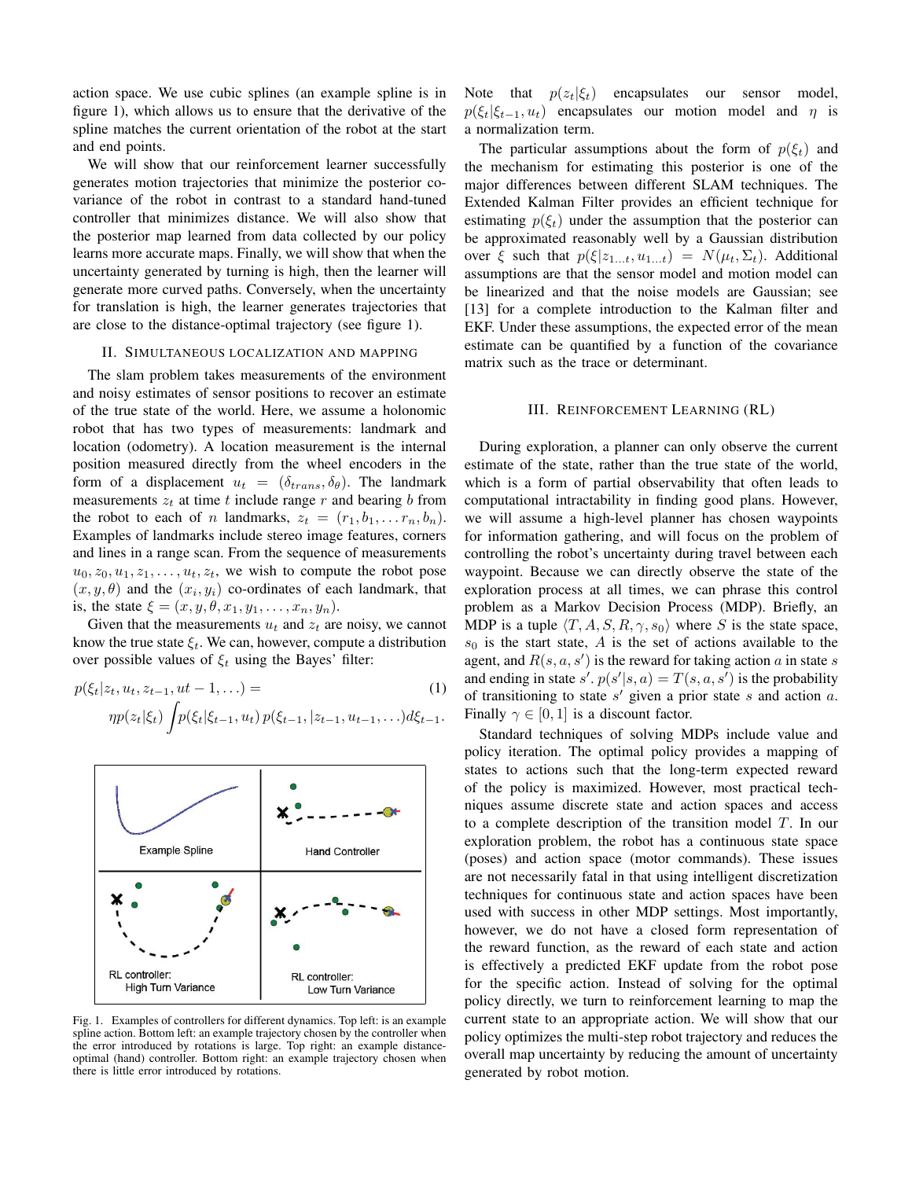action space. We use cubic splines (an example spline is in figure 1), which allows us to ensure that the derivative of the spline matches the current orientation of the robot at the start and end points.

We will show that our reinforcement learner successfully generates motion trajectories that minimize the posterior covariance of the robot in contrast to a standard hand-tuned controller that minimizes distance. We will also show that the posterior map learned from data collected by our policy learns more accurate maps. Finally, we will show that when the uncertainty generated by turning is high, then the learner will generate more curved paths. Conversely, when the uncertainty for translation is high, the learner generates trajectories that are close to the distance-optimal trajectory (see figure 1).

## II. Simultaneous localization and mapping

The slam problem takes measurements of the environment and noisy estimates of sensor positions to recover an estimate of the true state of the world. Here, we assume a holonomic robot that has two types of measurements: landmark and location (odometry). A location measurement is the internal position measured directly from the wheel encoders in the form of a displacement $u_t = (\delta_{trans}, \delta_\theta)$. The landmark measurements $z_t$ at time $t$ include range $r$ and bearing $b$ from the robot to each of $n$ landmarks, $z_t = (r_1, b_1, \ldots r_n, b_n)$. Examples of landmarks include stereo image features, corners and lines in a range scan. From the sequence of measurements $u_0, z_0, u_1, z_1, \ldots, u_t, z_t$, we wish to compute the robot pose $(x, y, \theta)$ and the $(x_i, y_i)$ co-ordinates of each landmark, that is, the state $\xi = (x, y, \theta, x_1, y_1, \ldots, x_n, y_n)$.

Given that the measurements $u_t$ and $z_t$ are noisy, we cannot know the true state $\xi_t$. We can, however, compute a distribution over possible values of $\xi_t$ using the Bayes' filter:

$$p(\xi_t | z_t, u_t, z_{t-1}, ut-1, \ldots) = \eta p(z_t|\xi_t) \int p(\xi_t|\xi_{t-1}, u_t)\, p(\xi_{t-1}, |z_{t-1}, u_{t-1}, \ldots) d\xi_{t-1}. \tag{1}$$

Fig. 1. Examples of controllers for different dynamics. Top left: is an example spline action. Bottom left: an example trajectory chosen by the controller when the error introduced by rotations is large. Top right: an example distance-optimal (hand) controller. Bottom right: an example trajectory chosen when there is little error introduced by rotations.

Note that $p(z_t|\xi_t)$ encapsulates our sensor model, $p(\xi_t|\xi_{t-1}, u_t)$ encapsulates our motion model and $\eta$ is a normalization term.

The particular assumptions about the form of $p(\xi_t)$ and the mechanism for estimating this posterior is one of the major differences between different SLAM techniques. The Extended Kalman Filter provides an efficient technique for estimating $p(\xi_t)$ under the assumption that the posterior can be approximated reasonably well by a Gaussian distribution over $\xi$ such that $p(\xi|z_{1\ldots t}, u_{1\ldots t}) = N(\mu_t, \Sigma_t)$. Additional assumptions are that the sensor model and motion model can be linearized and that the noise models are Gaussian; see [13] for a complete introduction to the Kalman filter and EKF. Under these assumptions, the expected error of the mean estimate can be quantified by a function of the covariance matrix such as the trace or determinant.

## III. Reinforcement Learning (RL)

During exploration, a planner can only observe the current estimate of the state, rather than the true state of the world, which is a form of partial observability that often leads to computational intractability in finding good plans. However, we will assume a high-level planner has chosen waypoints for information gathering, and will focus on the problem of controlling the robot's uncertainty during travel between each waypoint. Because we can directly observe the state of the exploration process at all times, we can phrase this control problem as a Markov Decision Process (MDP). Briefly, an MDP is a tuple $\langle T, A, S, R, \gamma, s_0 \rangle$ where $S$ is the state space, $s_0$ is the start state, $A$ is the set of actions available to the agent, and $R(s, a, s')$ is the reward for taking action $a$ in state $s$ and ending in state $s'$. $p(s'|s, a) = T(s, a, s')$ is the probability of transitioning to state $s'$ given a prior state $s$ and action $a$. Finally $\gamma \in [0, 1]$ is a discount factor.

Standard techniques of solving MDPs include value and policy iteration. The optimal policy provides a mapping of states to actions such that the long-term expected reward of the policy is maximized. However, most practical techniques assume discrete state and action spaces and access to a complete description of the transition model $T$. In our exploration problem, the robot has a continuous state space (poses) and action space (motor commands). These issues are not necessarily fatal in that using intelligent discretization techniques for continuous state and action spaces have been used with success in other MDP settings. Most importantly, however, we do not have a closed form representation of the reward function, as the reward of each state and action is effectively a predicted EKF update from the robot pose for the specific action. Instead of solving for the optimal policy directly, we turn to reinforcement learning to map the current state to an appropriate action. We will show that our policy optimizes the multi-step robot trajectory and reduces the overall map uncertainty by reducing the amount of uncertainty generated by robot motion.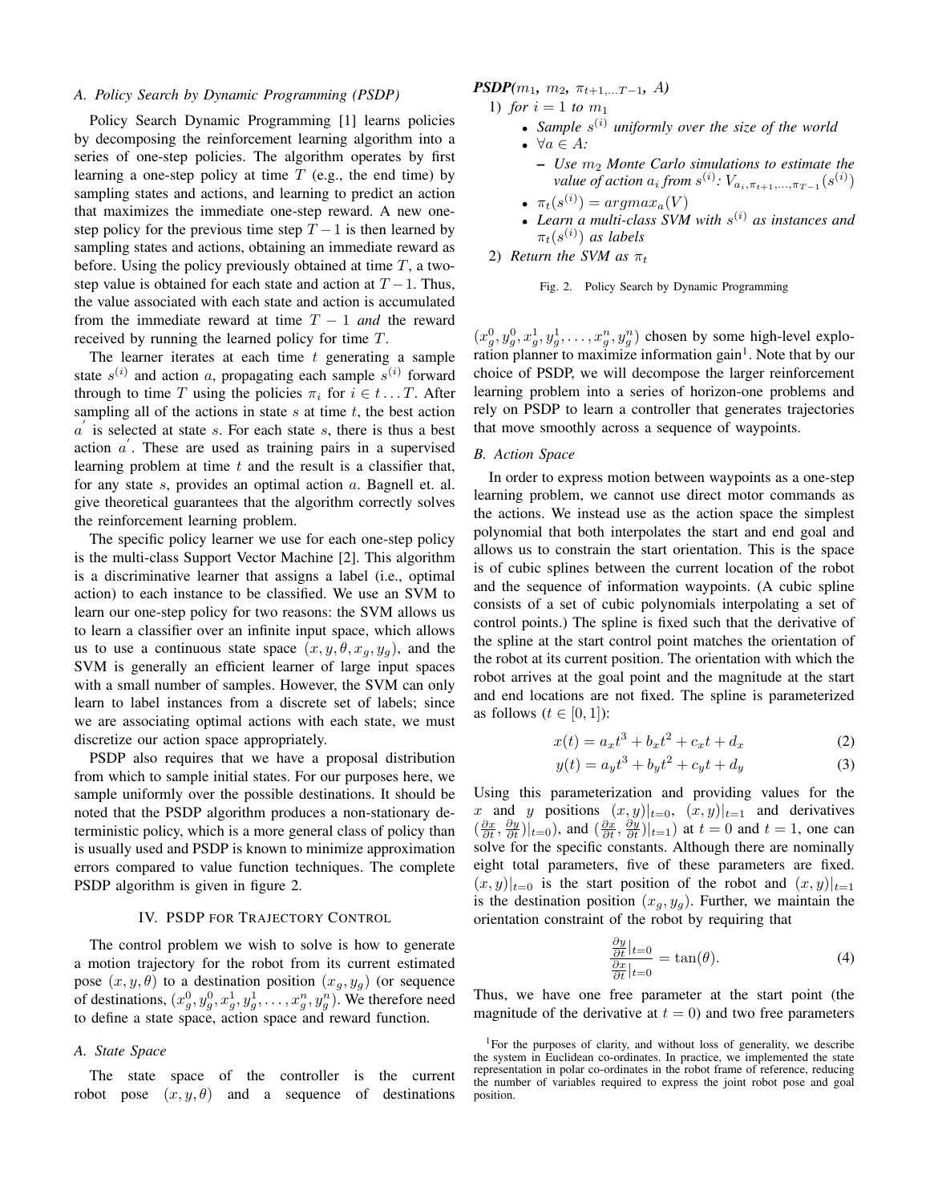### A. Policy Search by Dynamic Programming (PSDP)

Policy Search Dynamic Programming [1] learns policies by decomposing the reinforcement learning algorithm into a series of one-step policies. The algorithm operates by first learning a one-step policy at time $T$ (e.g., the end time) by sampling states and actions, and learning to predict an action that maximizes the immediate one-step reward. A new one-step policy for the previous time step $T-1$ is then learned by sampling states and actions, obtaining an immediate reward as before. Using the policy previously obtained at time $T$, a two-step value is obtained for each state and action at $T-1$. Thus, the value associated with each state and action is accumulated from the immediate reward at time $T-1$ *and* the reward received by running the learned policy for time $T$.

The learner iterates at each time $t$ generating a sample state $s^{(i)}$ and action $a$, propagating each sample $s^{(i)}$ forward through to time $T$ using the policies $\pi_i$ for $i \in t \ldots T$. After sampling all of the actions in state $s$ at time $t$, the best action $a^{'}$ is selected at state $s$. For each state $s$, there is thus a best action $a^{'}$. These are used as training pairs in a supervised learning problem at time $t$ and the result is a classifier that, for any state $s$, provides an optimal action $a$. Bagnell et. al. give theoretical guarantees that the algorithm correctly solves the reinforcement learning problem.

The specific policy learner we use for each one-step policy is the multi-class Support Vector Machine [2]. This algorithm is a discriminative learner that assigns a label (i.e., optimal action) to each instance to be classified. We use an SVM to learn our one-step policy for two reasons: the SVM allows us to learn a classifier over an infinite input space, which allows us to use a continuous state space $(x, y, \theta, x_g, y_g)$, and the SVM is generally an efficient learner of large input spaces with a small number of samples. However, the SVM can only learn to label instances from a discrete set of labels; since we are associating optimal actions with each state, we must discretize our action space appropriately.

PSDP also requires that we have a proposal distribution from which to sample initial states. For our purposes here, we sample uniformly over the possible destinations. It should be noted that the PSDP algorithm produces a non-stationary deterministic policy, which is a more general class of policy than is usually used and PSDP is known to minimize approximation errors compared to value function techniques. The complete PSDP algorithm is given in figure 2.

***PSDP**($m_1$, $m_2$, $\pi_{t+1,\ldots T-1}$, $A$)*

1) *for $i = 1$ to $m_1$*
   - *Sample $s^{(i)}$ uniformly over the size of the world*
   - *$\forall a \in A$:*
     - *Use $m_2$ Monte Carlo simulations to estimate the value of action $a_i$ from $s^{(i)}$: $V_{a_i,\pi_{t+1},\ldots,\pi_{T-1}}(s^{(i)})$*
   - *$\pi_t(s^{(i)}) = argmax_a(V)$*
   - *Learn a multi-class SVM with $s^{(i)}$ as instances and $\pi_t(s^{(i)})$ as labels*
2) *Return the SVM as $\pi_t$*

Fig. 2. Policy Search by Dynamic Programming

## IV. PSDP for Trajectory Control

The control problem we wish to solve is how to generate a motion trajectory for the robot from its current estimated pose $(x, y, \theta)$ to a destination position $(x_g, y_g)$ (or sequence of destinations, $(x_g^0, y_g^0, x_g^1, y_g^1, \ldots, x_g^n, y_g^n)$. We therefore need to define a state space, action space and reward function.

### A. State Space

The state space of the controller is the current robot pose $(x, y, \theta)$ and a sequence of destinations $(x_g^0, y_g^0, x_g^1, y_g^1, \ldots, x_g^n, y_g^n)$ chosen by some high-level exploration planner to maximize information gain[1]. Note that by our choice of PSDP, we will decompose the larger reinforcement learning problem into a series of horizon-one problems and rely on PSDP to learn a controller that generates trajectories that move smoothly across a sequence of waypoints.

### B. Action Space

In order to express motion between waypoints as a one-step learning problem, we cannot use direct motor commands as the actions. We instead use as the action space the simplest polynomial that both interpolates the start and end goal and allows us to constrain the start orientation. This is the space is of cubic splines between the current location of the robot and the sequence of information waypoints. (A cubic spline consists of a set of cubic polynomials interpolating a set of control points.) The spline is fixed such that the derivative of the spline at the start control point matches the orientation of the robot at its current position. The orientation with which the robot arrives at the goal point and the magnitude at the start and end locations are not fixed. The spline is parameterized as follows ($t \in [0, 1]$):

$$x(t) = a_x t^3 + b_x t^2 + c_x t + d_x \tag{2}$$

$$y(t) = a_y t^3 + b_y t^2 + c_y t + d_y \tag{3}$$

Using this parameterization and providing values for the $x$ and $y$ positions $(x, y)|_{t=0}$, $(x, y)|_{t=1}$ and derivatives $(\frac{\partial x}{\partial t}, \frac{\partial y}{\partial t})|_{t=0})$, and $(\frac{\partial x}{\partial t}, \frac{\partial y}{\partial t})|_{t=1})$ at $t = 0$ and $t = 1$, one can solve for the specific constants. Although there are nominally eight total parameters, five of these parameters are fixed. $(x, y)|_{t=0}$ is the start position of the robot and $(x, y)|_{t=1}$ is the destination position $(x_g, y_g)$. Further, we maintain the orientation constraint of the robot by requiring that

$$\frac{\frac{\partial y}{\partial t}|_{t=0}}{\frac{\partial x}{\partial t}|_{t=0}} = \tan(\theta). \tag{4}$$

Thus, we have one free parameter at the start point (the magnitude of the derivative at $t = 0$) and two free parameters

[1]For the purposes of clarity, and without loss of generality, we describe the system in Euclidean co-ordinates. In practice, we implemented the state representation in polar co-ordinates in the robot frame of reference, reducing the number of variables required to express the joint robot pose and goal position.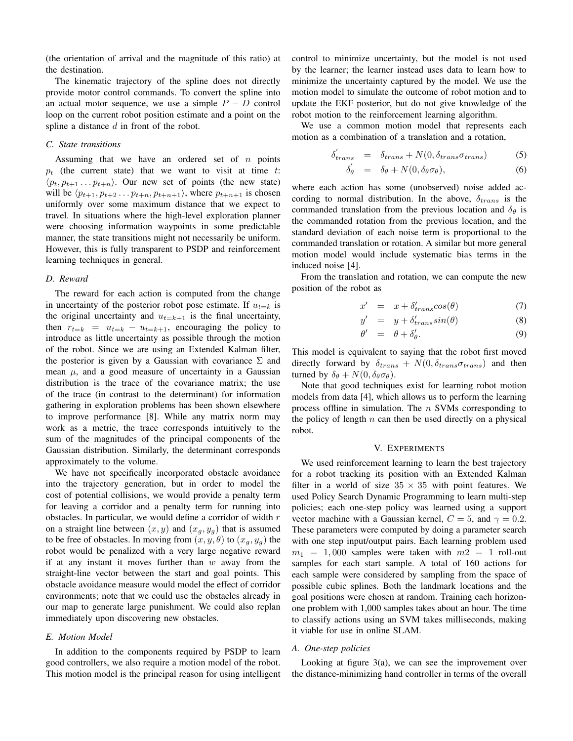(the orientation of arrival and the magnitude of this ratio) at the destination.

The kinematic trajectory of the spline does not directly provide motor control commands. To convert the spline into an actual motor sequence, we use a simple $P-D$ control loop on the current robot position estimate and a point on the spline a distance $d$ in front of the robot.

### C. State transitions

Assuming that we have an ordered set of $n$ points $p_t$ (the current state) that we want to visit at time $t$: $\langle p_t, p_{t+1} \dots p_{t+n} \rangle$. Our new set of points (the new state) will be $\langle p_{t+1}, p_{t+2} \dots p_{t+n}, p_{t+n+1} \rangle$, where $p_{t+n+1}$ is chosen uniformly over some maximum distance that we expect to travel. In situations where the high-level exploration planner were choosing information waypoints in some predictable manner, the state transitions might not necessarily be uniform. However, this is fully transparent to PSDP and reinforcement learning techniques in general.

### D. Reward

The reward for each action is computed from the change in uncertainty of the posterior robot pose estimate. If $u_{t=k}$ is the original uncertainty and $u_{t=k+1}$ is the final uncertainty, then $r_{t=k} = u_{t=k} - u_{t=k+1}$, encouraging the policy to introduce as little uncertainty as possible through the motion of the robot. Since we are using an Extended Kalman filter, the posterior is given by a Gaussian with covariance $\Sigma$ and mean $\mu$, and a good measure of uncertainty in a Gaussian distribution is the trace of the covariance matrix; the use of the trace (in contrast to the determinant) for information gathering in exploration problems has been shown elsewhere to improve performance [8]. While any matrix norm may work as a metric, the trace corresponds intuitively to the sum of the magnitudes of the principal components of the Gaussian distribution. Similarly, the determinant corresponds approximately to the volume.

We have not specifically incorporated obstacle avoidance into the trajectory generation, but in order to model the cost of potential collisions, we would provide a penalty term for leaving a corridor and a penalty term for running into obstacles. In particular, we would define a corridor of width $r$ on a straight line between $(x, y)$ and $(x_g, y_g)$ that is assumed to be free of obstacles. In moving from $(x, y, \theta)$ to $(x_g, y_g)$ the robot would be penalized with a very large negative reward if at any instant it moves further than $w$ away from the straight-line vector between the start and goal points. This obstacle avoidance measure would model the effect of corridor environments; note that we could use the obstacles already in our map to generate large punishment. We could also replan immediately upon discovering new obstacles.

### E. Motion Model

In addition to the components required by PSDP to learn good controllers, we also require a motion model of the robot. This motion model is the principal reason for using intelligent control to minimize uncertainty, but the model is not used by the learner; the learner instead uses data to learn how to minimize the uncertainty captured by the model. We use the motion model to simulate the outcome of robot motion and to update the EKF posterior, but do not give knowledge of the robot motion to the reinforcement learning algorithm.

We use a common motion model that represents each motion as a combination of a translation and a rotation,

$$\delta'_{trans} = \delta_{trans} + N(0, \delta_{trans}\sigma_{trans}) \quad (5)$$

$$\delta'_{\theta} = \delta_{\theta} + N(0, \delta_{\theta}\sigma_{\theta}), \quad (6)$$

where each action has some (unobserved) noise added according to normal distribution. In the above, $\delta_{trans}$ is the commanded translation from the previous location and $\delta_\theta$ is the commanded rotation from the previous location, and the standard deviation of each noise term is proportional to the commanded translation or rotation. A similar but more general motion model would include systematic bias terms in the induced noise [4].

From the translation and rotation, we can compute the new position of the robot as

$$x' = x + \delta'_{trans} cos(\theta) \quad (7)$$

$$y' = y + \delta'_{trans} sin(\theta) \quad (8)$$

$$\theta' = \theta + \delta'_{\theta}. \quad (9)$$

This model is equivalent to saying that the robot first moved directly forward by $\delta_{trans} + N(0, \delta_{trans}\sigma_{trans})$ and then turned by $\delta_\theta + N(0, \delta_\theta\sigma_\theta)$.

Note that good techniques exist for learning robot motion models from data [4], which allows us to perform the learning process offline in simulation. The $n$ SVMs corresponding to the policy of length $n$ can then be used directly on a physical robot.

## V. Experiments

We used reinforcement learning to learn the best trajectory for a robot tracking its position with an Extended Kalman filter in a world of size $35 \times 35$ with point features. We used Policy Search Dynamic Programming to learn multi-step policies; each one-step policy was learned using a support vector machine with a Gaussian kernel, $C = 5$, and $\gamma = 0.2$. These parameters were computed by doing a parameter search with one step input/output pairs. Each learning problem used $m_1 = 1,000$ samples were taken with $m2 = 1$ roll-out samples for each start sample. A total of 160 actions for each sample were considered by sampling from the space of possible cubic splines. Both the landmark locations and the goal positions were chosen at random. Training each horizon-one problem with 1,000 samples takes about an hour. The time to classify actions using an SVM takes milliseconds, making it viable for use in online SLAM.

### A. One-step policies

Looking at figure 3(a), we can see the improvement over the distance-minimizing hand controller in terms of the overall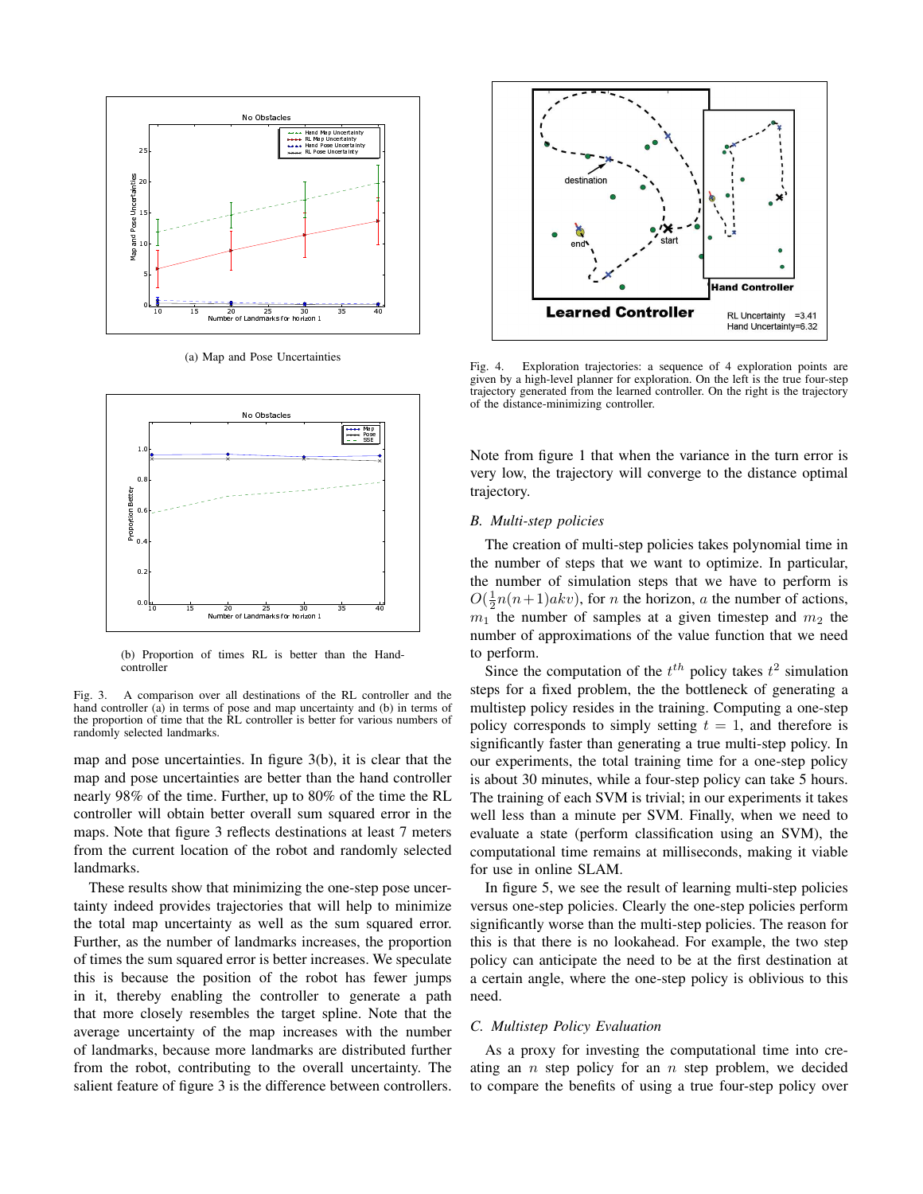(a) Map and Pose Uncertainties

(b) Proportion of times RL is better than the Hand-controller

Fig. 3. A comparison over all destinations of the RL controller and the hand controller (a) in terms of pose and map uncertainty and (b) in terms of the proportion of time that the RL controller is better for various numbers of randomly selected landmarks.

map and pose uncertainties. In figure 3(b), it is clear that the map and pose uncertainties are better than the hand controller nearly 98% of the time. Further, up to 80% of the time the RL controller will obtain better overall sum squared error in the maps. Note that figure 3 reflects destinations at least 7 meters from the current location of the robot and randomly selected landmarks.

These results show that minimizing the one-step pose uncertainty indeed provides trajectories that will help to minimize the total map uncertainty as well as the sum squared error. Further, as the number of landmarks increases, the proportion of times the sum squared error is better increases. We speculate this is because the position of the robot has fewer jumps in it, thereby enabling the controller to generate a path that more closely resembles the target spline. Note that the average uncertainty of the map increases with the number of landmarks, because more landmarks are distributed further from the robot, contributing to the overall uncertainty. The salient feature of figure 3 is the difference between controllers.

Fig. 4. Exploration trajectories: a sequence of 4 exploration points are given by a high-level planner for exploration. On the left is the true four-step trajectory generated from the learned controller. On the right is the trajectory of the distance-minimizing controller.

Note from figure 1 that when the variance in the turn error is very low, the trajectory will converge to the distance optimal trajectory.

### B. Multi-step policies

The creation of multi-step policies takes polynomial time in the number of steps that we want to optimize. In particular, the number of simulation steps that we have to perform is $O(\frac{1}{2}n(n+1)akv)$, for $n$ the horizon, $a$ the number of actions, $m_1$ the number of samples at a given timestep and $m_2$ the number of approximations of the value function that we need to perform.

Since the computation of the $t^{th}$ policy takes $t^2$ simulation steps for a fixed problem, the the bottleneck of generating a multistep policy resides in the training. Computing a one-step policy corresponds to simply setting $t = 1$, and therefore is significantly faster than generating a true multi-step policy. In our experiments, the total training time for a one-step policy is about 30 minutes, while a four-step policy can take 5 hours. The training of each SVM is trivial; in our experiments it takes well less than a minute per SVM. Finally, when we need to evaluate a state (perform classification using an SVM), the computational time remains at milliseconds, making it viable for use in online SLAM.

In figure 5, we see the result of learning multi-step policies versus one-step policies. Clearly the one-step policies perform significantly worse than the multi-step policies. The reason for this is that there is no lookahead. For example, the two step policy can anticipate the need to be at the first destination at a certain angle, where the one-step policy is oblivious to this need.

### C. Multistep Policy Evaluation

As a proxy for investing the computational time into creating an $n$ step policy for an $n$ step problem, we decided to compare the benefits of using a true four-step policy over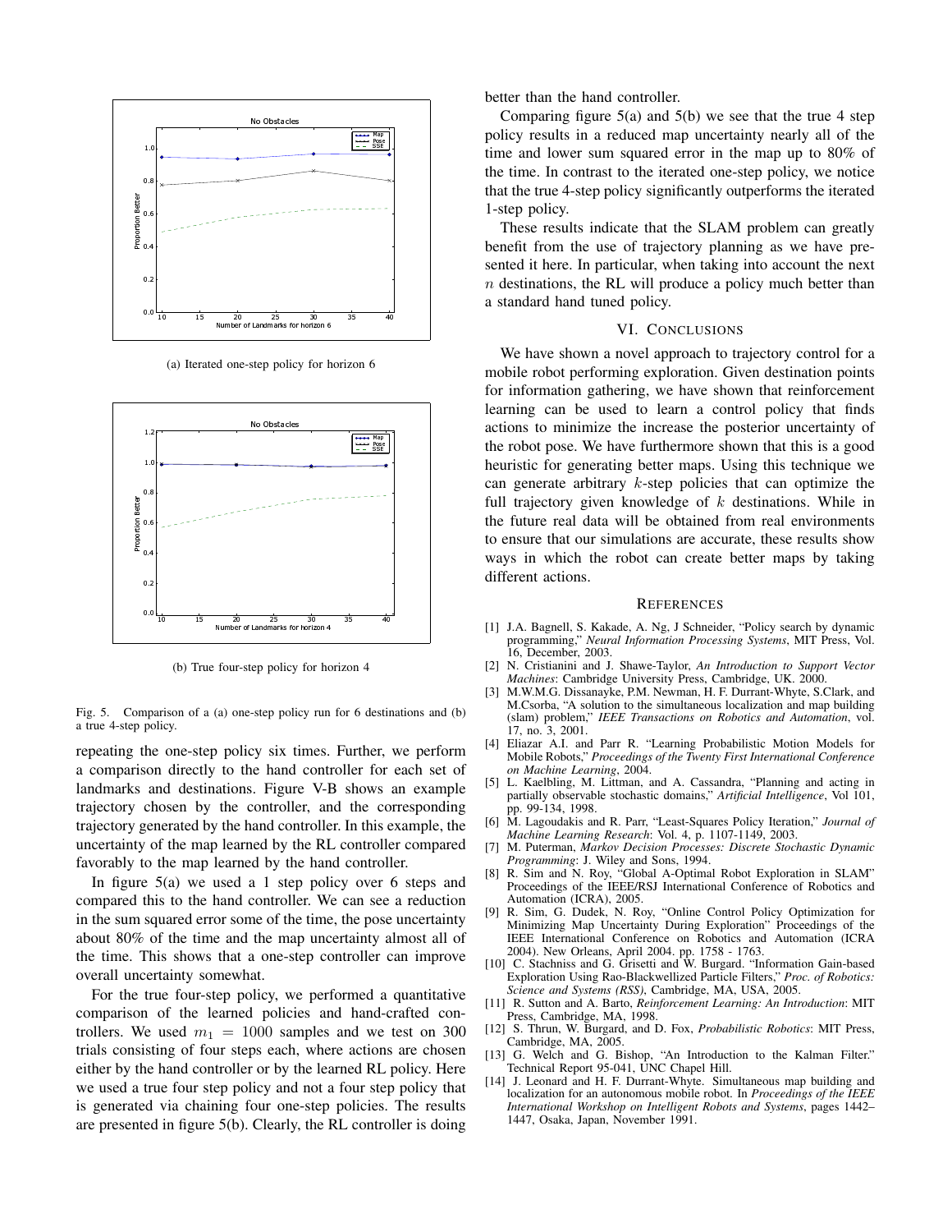No Obstacles

Map
Pose
SSE

1.0
0.8
0.6
0.4
0.2
0.0

Proportion Better

10 15 20 25 30 35 40

Number of Landmarks for horizon 6

(a) Iterated one-step policy for horizon 6

No Obstacles

Map
Pose
SSE

1.2
1.0
0.8
0.6
0.4
0.2
0.0

Proportion Better

10 15 20 25 30 35 40

Number of Landmarks for horizon 4

(b) True four-step policy for horizon 4

Fig. 5. Comparison of a (a) one-step policy run for 6 destinations and (b) a true 4-step policy.

repeating the one-step policy six times. Further, we perform a comparison directly to the hand controller for each set of landmarks and destinations. Figure V-B shows an example trajectory chosen by the controller, and the corresponding trajectory generated by the hand controller. In this example, the uncertainty of the map learned by the RL controller compared favorably to the map learned by the hand controller.

In figure 5(a) we used a 1 step policy over 6 steps and compared this to the hand controller. We can see a reduction in the sum squared error some of the time, the pose uncertainty about 80% of the time and the map uncertainty almost all of the time. This shows that a one-step controller can improve overall uncertainty somewhat.

For the true four-step policy, we performed a quantitative comparison of the learned policies and hand-crafted controllers. We used $m_1 = 1000$ samples and we test on 300 trials consisting of four steps each, where actions are chosen either by the hand controller or by the learned RL policy. Here we used a true four step policy and not a four step policy that is generated via chaining four one-step policies. The results are presented in figure 5(b). Clearly, the RL controller is doing better than the hand controller.

Comparing figure 5(a) and 5(b) we see that the true 4 step policy results in a reduced map uncertainty nearly all of the time and lower sum squared error in the map up to 80% of the time. In contrast to the iterated one-step policy, we notice that the true 4-step policy significantly outperforms the iterated 1-step policy.

These results indicate that the SLAM problem can greatly benefit from the use of trajectory planning as we have presented it here. In particular, when taking into account the next $n$ destinations, the RL will produce a policy much better than a standard hand tuned policy.

## VI. Conclusions

We have shown a novel approach to trajectory control for a mobile robot performing exploration. Given destination points for information gathering, we have shown that reinforcement learning can be used to learn a control policy that finds actions to minimize the increase the posterior uncertainty of the robot pose. We have furthermore shown that this is a good heuristic for generating better maps. Using this technique we can generate arbitrary $k$-step policies that can optimize the full trajectory given knowledge of $k$ destinations. While in the future real data will be obtained from real environments to ensure that our simulations are accurate, these results show ways in which the robot can create better maps by taking different actions.

## References

[1] J.A. Bagnell, S. Kakade, A. Ng, J Schneider, "Policy search by dynamic programming," *Neural Information Processing Systems*, MIT Press, Vol. 16, December, 2003.

[2] N. Cristianini and J. Shawe-Taylor, *An Introduction to Support Vector Machines*: Cambridge University Press, Cambridge, UK. 2000.

[3] M.W.M.G. Dissanayke, P.M. Newman, H. F. Durrant-Whyte, S.Clark, and M.Csorba, "A solution to the simultaneous localization and map building (slam) problem," *IEEE Transactions on Robotics and Automation*, vol. 17, no. 3, 2001.

[4] Eliazar A.I. and Parr R. "Learning Probabilistic Motion Models for Mobile Robots," *Proceedings of the Twenty First International Conference on Machine Learning*, 2004.

[5] L. Kaelbling, M. Littman, and A. Cassandra, "Planning and acting in partially observable stochastic domains," *Artificial Intelligence*, Vol 101, pp. 99-134, 1998.

[6] M. Lagoudakis and R. Parr, "Least-Squares Policy Iteration," *Journal of Machine Learning Research*: Vol. 4, p. 1107-1149, 2003.

[7] M. Puterman, *Markov Decision Processes: Discrete Stochastic Dynamic Programming*: J. Wiley and Sons, 1994.

[8] R. Sim and N. Roy, "Global A-Optimal Robot Exploration in SLAM" Proceedings of the IEEE/RSJ International Conference of Robotics and Automation (ICRA), 2005.

[9] R. Sim, G. Dudek, N. Roy, "Online Control Policy Optimization for Minimizing Map Uncertainty During Exploration" Proceedings of the IEEE International Conference on Robotics and Automation (ICRA 2004). New Orleans, April 2004. pp. 1758 - 1763.

[10] C. Stachniss and G. Grisetti and W. Burgard. "Information Gain-based Exploration Using Rao-Blackwellized Particle Filters," *Proc. of Robotics: Science and Systems (RSS)*, Cambridge, MA, USA, 2005.

[11] R. Sutton and A. Barto, *Reinforcement Learning: An Introduction*: MIT Press, Cambridge, MA, 1998.

[12] S. Thrun, W. Burgard, and D. Fox, *Probabilistic Robotics*: MIT Press, Cambridge, MA, 2005.

[13] G. Welch and G. Bishop, "An Introduction to the Kalman Filter." Technical Report 95-041, UNC Chapel Hill.

[14] J. Leonard and H. F. Durrant-Whyte. Simultaneous map building and localization for an autonomous mobile robot. In *Proceedings of the IEEE International Workshop on Intelligent Robots and Systems*, pages 1442–1447, Osaka, Japan, November 1991.